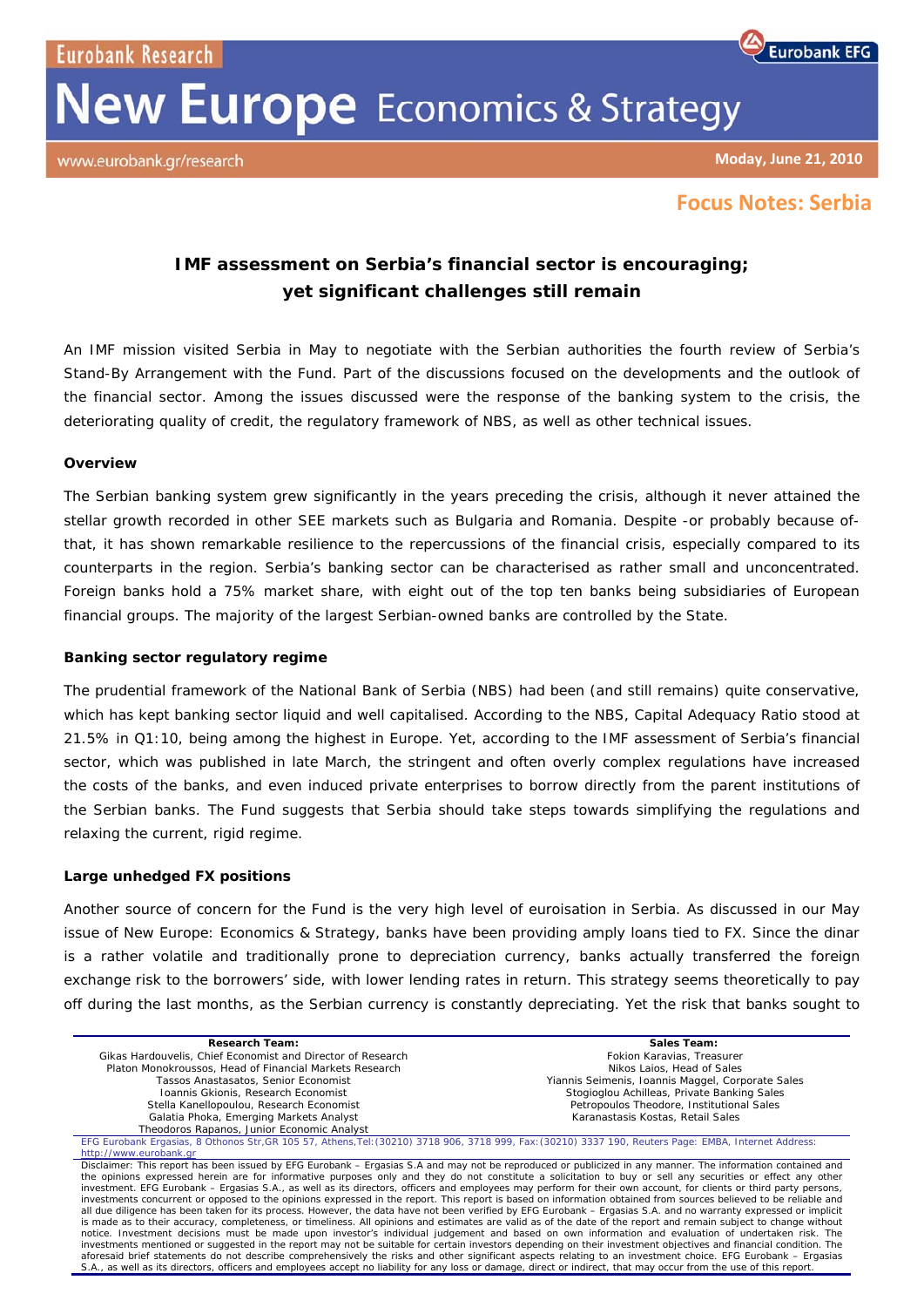Eurobank Research

# New Europe Economics & Strategy

www.eurobank.gr/research

Moday, June 21, 2010

## Focus Notes: Serbia

### IMF assessment on Serbia's financial sector is encouraging; yet significant challenges still remain

An IMF mission visited Serbia in May to negotiate with the Serbian authorities the fourth review of Serbia's Stand-By Arrangement with the Fund. Part of the discussions focused on the developments and the outlook of the financial sector. Among the issues discussed were the response of the banking system to the crisis, the deteriorating quality of credit, the regulatory framework of NBS, as well as other technical issues.

**Overview**

The Serbian banking system grew significantly in the years preceding the crisis, although it never attained the stellar growth recorded in other SEE markets such as Bulgaria and Romania. Despite -or probably because of- that, it has shown remarkable resilience to the repercussions of the financial crisis, especially compared to its counterparts in the region. Serbia's banking sector can be characterised as rather small and unconcentrated. Foreign banks hold a 75% market share, with eight out of the top ten banks being subsidiaries of European financial groups. The majority of the largest Serbian-owned banks are controlled by the State.

**Banking sector regulatory regime**

The prudential framework of the National Bank of Serbia (NBS) had been (and still remains) quite conservative, which has kept banking sector liquid and well capitalised. According to the NBS, Capital Adequacy Ratio stood at 21.5% in Q1:10, being among the highest in Europe. Yet, according to the IMF assessment of Serbia's financial sector, which was published in late March, the stringent and often overly complex regulations have increased the costs of the banks, and even induced private enterprises to borrow directly from the parent institutions of the Serbian banks. The Fund suggests that Serbia should take steps towards simplifying the regulations and relaxing the current, rigid regime.

**Large unhedged FX positions**

Another source of concern for the Fund is the very high level of euroisation in Serbia. As discussed in our May issue of New Europe: Economics & Strategy, banks have been providing amply loans tied to FX. Since the dinar is a rather volatile and traditionally prone to depreciation currency, banks actually transferred the foreign exchange risk to the borrowers' side, with lower lending rates in return. This strategy seems theoretically to pay off during the last months, as the Serbian currency is constantly depreciating. Yet the risk that banks sought to

**Research Team:**
Gikas Hardouvelis, Chief Economist and Director of Research
Platon Monokroussos, Head of Financial Markets Research
Tassos Anastasatos, Senior Economist
Ioannis Gkionis, Research Economist
Stella Kanellopoulou, Research Economist
Galatia Phoka, Emerging Markets Analyst
Theodoros Rapanos, Junior Economic Analyst

**Sales Team:**
Fokion Karavias, Treasurer
Nikos Laios, Head of Sales
Yiannis Seimenis, Ioannis Maggel, Corporate Sales
Stogioglou Achilleas, Private Banking Sales
Petropoulos Theodore, Institutional Sales
Karanastasis Kostas, Retail Sales

EFG Eurobank Ergasias, 8 Othonos Str,GR 105 57, Athens,Tel:(30210) 3718 906, 3718 999, Fax:(30210) 3337 190, Reuters Page: EMBA, Internet Address: http://www.eurobank.gr

Disclaimer: This report has been issued by EFG Eurobank – Ergasias S.A and may not be reproduced or publicized in any manner. The information contained and the opinions expressed herein are for informative purposes only and they do not constitute a solicitation to buy or sell any securities or effect any other investment. EFG Eurobank – Ergasias S.A., as well as its directors, officers and employees may perform for their own account, for clients or third party persons, investments concurrent or opposed to the opinions expressed in the report. This report is based on information obtained from sources believed to be reliable and all due diligence has been taken for its process. However, the data have not been verified by EFG Eurobank – Ergasias S.A. and no warranty expressed or implicit is made as to their accuracy, completeness, or timeliness. All opinions and estimates are valid as of the date of the report and remain subject to change without notice. Investment decisions must be made upon investor's individual judgement and based on own information and evaluation of undertaken risk. The investments mentioned or suggested in the report may not be suitable for certain investors depending on their investment objectives and financial condition. The aforesaid brief statements do not describe comprehensively the risks and other significant aspects relating to an investment choice. EFG Eurobank – Ergasias S.A., as well as its directors, officers and employees accept no liability for any loss or damage, direct or indirect, that may occur from the use of this report.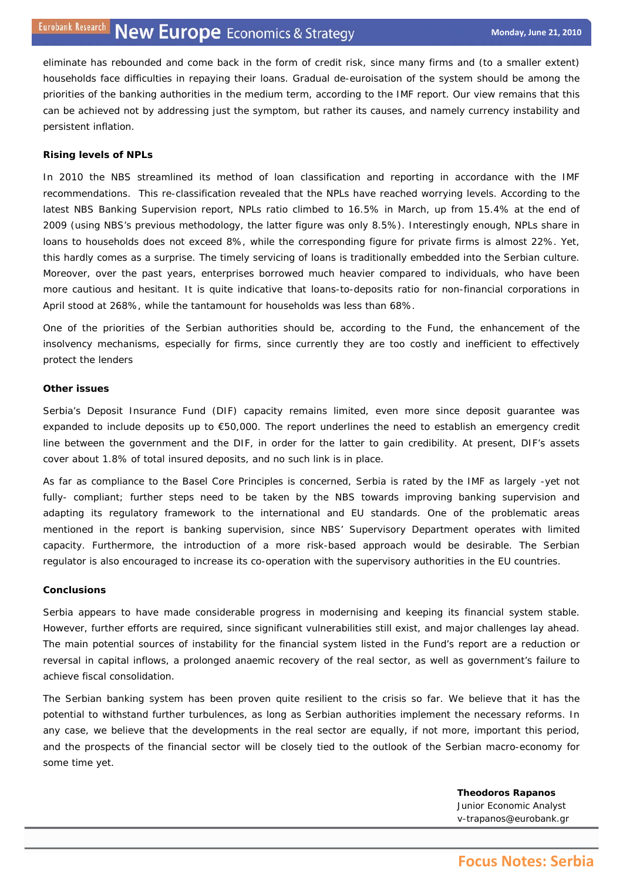eliminate has rebounded and come back in the form of credit risk, since many firms and (to a smaller extent) households face difficulties in repaying their loans. Gradual de-euroisation of the system should be among the priorities of the banking authorities in the medium term, according to the IMF report. Our view remains that this can be achieved not by addressing just the symptom, but rather its causes, and namely currency instability and persistent inflation.

**Rising levels of NPLs**

In 2010 the NBS streamlined its method of loan classification and reporting in accordance with the IMF recommendations. This re-classification revealed that the NPLs have reached worrying levels. According to the latest NBS Banking Supervision report, NPLs ratio climbed to 16.5% in March, up from 15.4% at the end of 2009 (using NBS's previous methodology, the latter figure was only 8.5%). Interestingly enough, NPLs share in loans to households does not exceed 8%, while the corresponding figure for private firms is almost 22%. Yet, this hardly comes as a surprise. The timely servicing of loans is traditionally embedded into the Serbian culture. Moreover, over the past years, enterprises borrowed much heavier compared to individuals, who have been more cautious and hesitant. It is quite indicative that loans-to-deposits ratio for non-financial corporations in April stood at 268%, while the tantamount for households was less than 68%.

One of the priorities of the Serbian authorities should be, according to the Fund, the enhancement of the insolvency mechanisms, especially for firms, since currently they are too costly and inefficient to effectively protect the lenders

**Other issues**

Serbia's Deposit Insurance Fund (DIF) capacity remains limited, even more since deposit guarantee was expanded to include deposits up to €50,000. The report underlines the need to establish an emergency credit line between the government and the DIF, in order for the latter to gain credibility. At present, DIF's assets cover about 1.8% of total insured deposits, and no such link is in place.

As far as compliance to the Basel Core Principles is concerned, Serbia is rated by the IMF as largely -yet not fully- compliant; further steps need to be taken by the NBS towards improving banking supervision and adapting its regulatory framework to the international and EU standards. One of the problematic areas mentioned in the report is banking supervision, since NBS' Supervisory Department operates with limited capacity. Furthermore, the introduction of a more risk-based approach would be desirable. The Serbian regulator is also encouraged to increase its co-operation with the supervisory authorities in the EU countries.

**Conclusions**

Serbia appears to have made considerable progress in modernising and keeping its financial system stable. However, further efforts are required, since significant vulnerabilities still exist, and major challenges lay ahead. The main potential sources of instability for the financial system listed in the Fund's report are a reduction or reversal in capital inflows, a prolonged anaemic recovery of the real sector, as well as government's failure to achieve fiscal consolidation.

The Serbian banking system has been proven quite resilient to the crisis so far. We believe that it has the potential to withstand further turbulences, as long as Serbian authorities implement the necessary reforms. In any case, we believe that the developments in the real sector are equally, if not more, important this period, and the prospects of the financial sector will be closely tied to the outlook of the Serbian macro-economy for some time yet.

**Theodoros Rapanos**
Junior Economic Analyst
v-trapanos@eurobank.gr